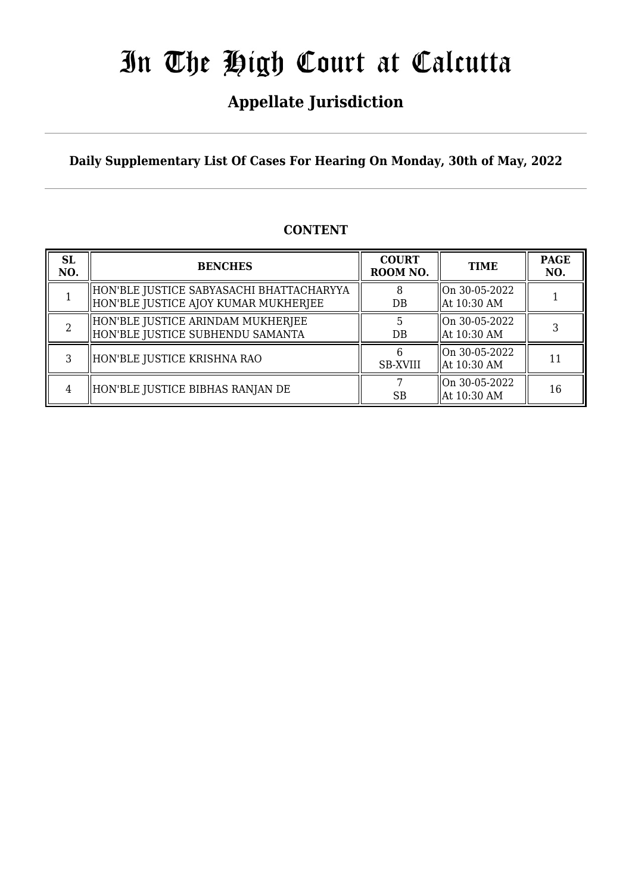# In The High Court at Calcutta

## Appellate Jurisdiction

**Daily Supplementary List Of Cases For Hearing On Monday, 30th of May, 2022**

**CONTENT**

| SL NO. | BENCHES | COURT ROOM NO. | TIME | PAGE NO. |
|---|---|---|---|---|
| 1 | HON'BLE JUSTICE SABYASACHI BHATTACHARYYA<br>HON'BLE JUSTICE AJOY KUMAR MUKHERJEE | 8<br>DB | On 30-05-2022<br>At 10:30 AM | 1 |
| 2 | HON'BLE JUSTICE ARINDAM MUKHERJEE<br>HON'BLE JUSTICE SUBHENDU SAMANTA | 5<br>DB | On 30-05-2022<br>At 10:30 AM | 3 |
| 3 | HON'BLE JUSTICE KRISHNA RAO | 6<br>SB-XVIII | On 30-05-2022<br>At 10:30 AM | 11 |
| 4 | HON'BLE JUSTICE BIBHAS RANJAN DE | 7<br>SB | On 30-05-2022<br>At 10:30 AM | 16 |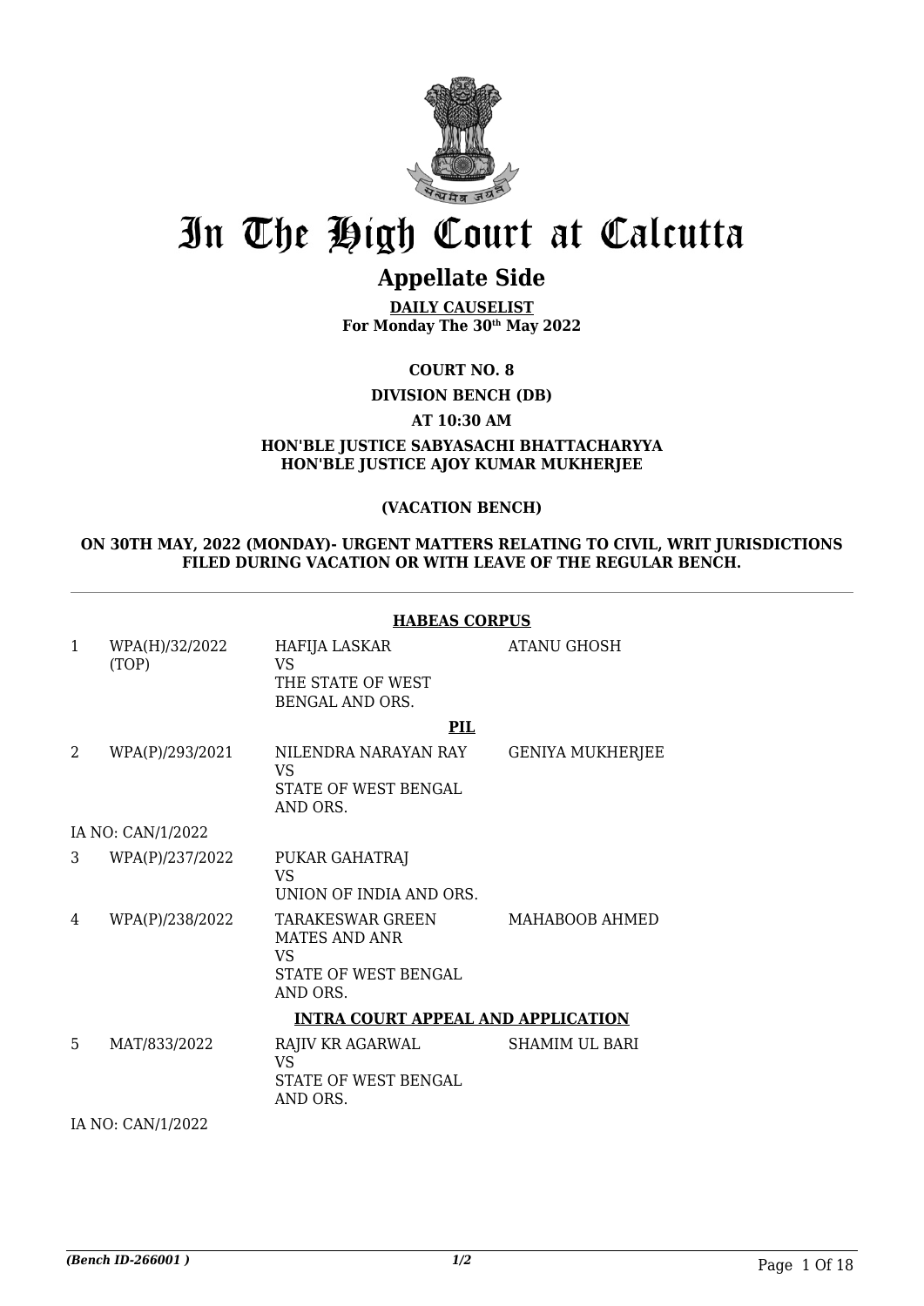# In The High Court at Calcutta

## Appellate Side

**DAILY CAUSELIST**
**For Monday The 30th May 2022**

**COURT NO. 8**

**DIVISION BENCH (DB)**

**AT 10:30 AM**

**HON'BLE JUSTICE SABYASACHI BHATTACHARYYA**
**HON'BLE JUSTICE AJOY KUMAR MUKHERJEE**

**(VACATION BENCH)**

**ON 30TH MAY, 2022 (MONDAY)- URGENT MATTERS RELATING TO CIVIL, WRIT JURISDICTIONS FILED DURING VACATION OR WITH LEAVE OF THE REGULAR BENCH.**

---

**HABEAS CORPUS**

| | | | |
|---|---|---|---|
| 1 | WPA(H)/32/2022 (TOP) | HAFIJA LASKAR<br>VS<br>THE STATE OF WEST BENGAL AND ORS. | ATANU GHOSH |

**PIL**

| | | | |
|---|---|---|---|
| 2 | WPA(P)/293/2021 | NILENDRA NARAYAN RAY<br>VS<br>STATE OF WEST BENGAL AND ORS. | GENIYA MUKHERJEE |
| | IA NO: CAN/1/2022 | | |
| 3 | WPA(P)/237/2022 | PUKAR GAHATRAJ<br>VS<br>UNION OF INDIA AND ORS. | |
| 4 | WPA(P)/238/2022 | TARAKESWAR GREEN MATES AND ANR<br>VS<br>STATE OF WEST BENGAL AND ORS. | MAHABOOB AHMED |

**INTRA COURT APPEAL AND APPLICATION**

| | | | |
|---|---|---|---|
| 5 | MAT/833/2022 | RAJIV KR AGARWAL<br>VS<br>STATE OF WEST BENGAL AND ORS. | SHAMIM UL BARI |
| | IA NO: CAN/1/2022 | | |

*(Bench ID-266001 )* 1/2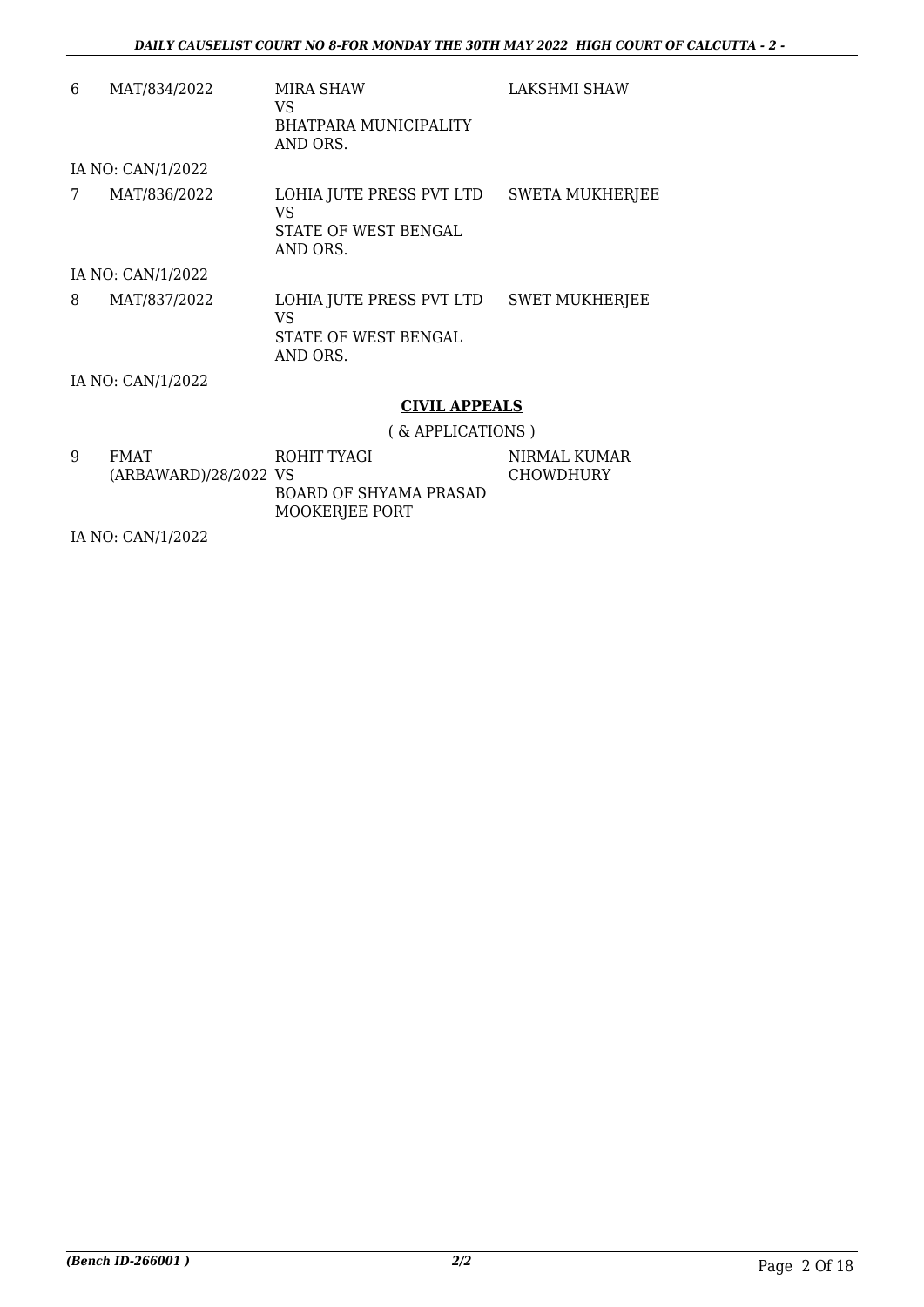| | | | |
|---|---|---|---|
| 6 | MAT/834/2022 | MIRA SHAW<br>VS<br>BHATPARA MUNICIPALITY AND ORS. | LAKSHMI SHAW |

IA NO: CAN/1/2022

| | | | |
|---|---|---|---|
| 7 | MAT/836/2022 | LOHIA JUTE PRESS PVT LTD<br>VS<br>STATE OF WEST BENGAL AND ORS. | SWETA MUKHERJEE |

IA NO: CAN/1/2022

| | | | |
|---|---|---|---|
| 8 | MAT/837/2022 | LOHIA JUTE PRESS PVT LTD<br>VS<br>STATE OF WEST BENGAL AND ORS. | SWET MUKHERJEE |

IA NO: CAN/1/2022

## CIVIL APPEALS

( & APPLICATIONS )

| | | | |
|---|---|---|---|
| 9 | FMAT (ARBAWARD)/28/2022 | ROHIT TYAGI<br>VS<br>BOARD OF SHYAMA PRASAD MOOKERJEE PORT | NIRMAL KUMAR CHOWDHURY |

IA NO: CAN/1/2022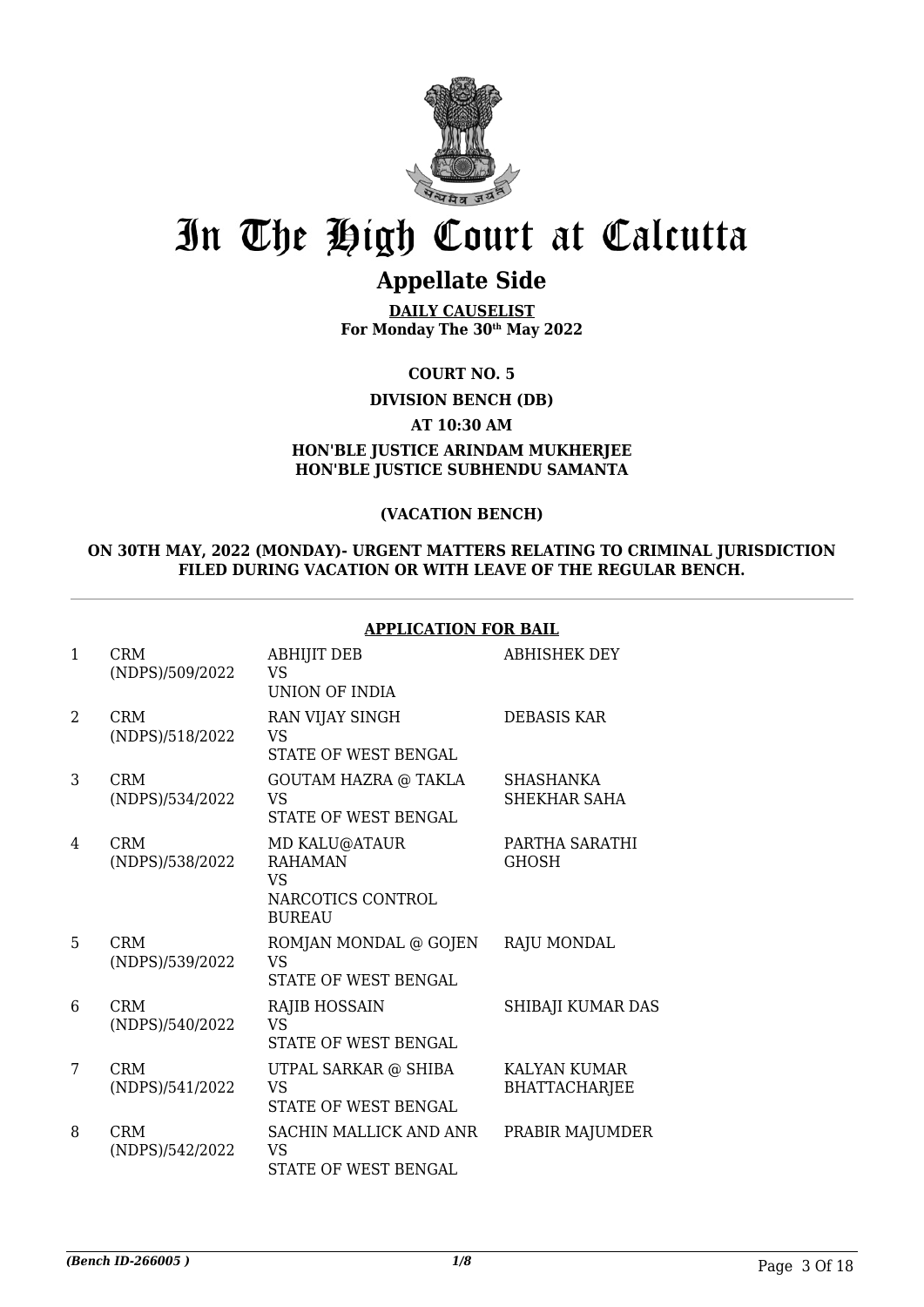# In The High Court at Calcutta

## Appellate Side

**DAILY CAUSELIST**
**For Monday The 30th May 2022**

**COURT NO. 5**

**DIVISION BENCH (DB)**

**AT 10:30 AM**

**HON'BLE JUSTICE ARINDAM MUKHERJEE**
**HON'BLE JUSTICE SUBHENDU SAMANTA**

**(VACATION BENCH)**

**ON 30TH MAY, 2022 (MONDAY)- URGENT MATTERS RELATING TO CRIMINAL JURISDICTION FILED DURING VACATION OR WITH LEAVE OF THE REGULAR BENCH.**

**APPLICATION FOR BAIL**

| | | | |
|---|---|---|---|
| 1 | CRM (NDPS)/509/2022 | ABHIJIT DEB VS UNION OF INDIA | ABHISHEK DEY |
| 2 | CRM (NDPS)/518/2022 | RAN VIJAY SINGH VS STATE OF WEST BENGAL | DEBASIS KAR |
| 3 | CRM (NDPS)/534/2022 | GOUTAM HAZRA @ TAKLA VS STATE OF WEST BENGAL | SHASHANKA SHEKHAR SAHA |
| 4 | CRM (NDPS)/538/2022 | MD KALU@ATAUR RAHAMAN VS NARCOTICS CONTROL BUREAU | PARTHA SARATHI GHOSH |
| 5 | CRM (NDPS)/539/2022 | ROMJAN MONDAL @ GOJEN VS STATE OF WEST BENGAL | RAJU MONDAL |
| 6 | CRM (NDPS)/540/2022 | RAJIB HOSSAIN VS STATE OF WEST BENGAL | SHIBAJI KUMAR DAS |
| 7 | CRM (NDPS)/541/2022 | UTPAL SARKAR @ SHIBA VS STATE OF WEST BENGAL | KALYAN KUMAR BHATTACHARJEE |
| 8 | CRM (NDPS)/542/2022 | SACHIN MALLICK AND ANR VS STATE OF WEST BENGAL | PRABIR MAJUMDER |

*(Bench ID-266005 )*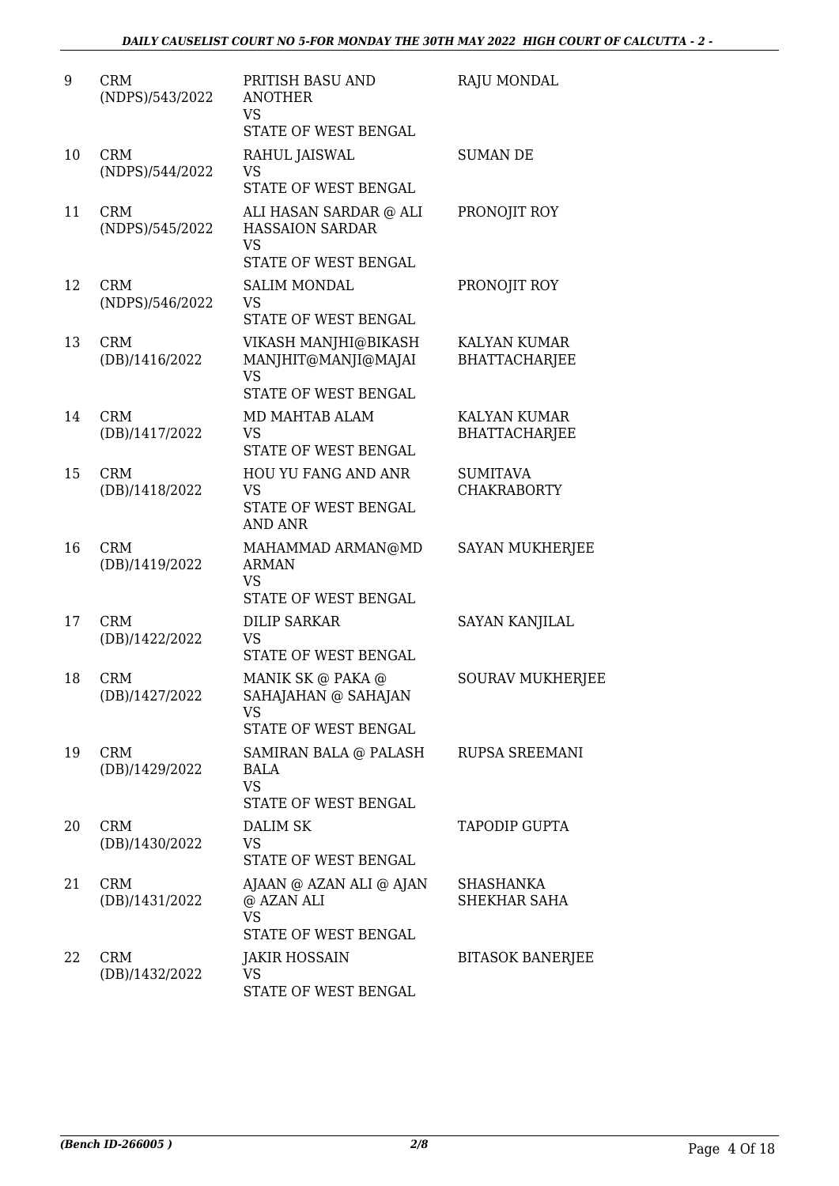| 9 | CRM (NDPS)/543/2022 | PRITISH BASU AND ANOTHER<br>VS<br>STATE OF WEST BENGAL | RAJU MONDAL |
|---|---|---|---|
| 10 | CRM (NDPS)/544/2022 | RAHUL JAISWAL<br>VS<br>STATE OF WEST BENGAL | SUMAN DE |
| 11 | CRM (NDPS)/545/2022 | ALI HASAN SARDAR @ ALI HASSAION SARDAR<br>VS<br>STATE OF WEST BENGAL | PRONOJIT ROY |
| 12 | CRM (NDPS)/546/2022 | SALIM MONDAL<br>VS<br>STATE OF WEST BENGAL | PRONOJIT ROY |
| 13 | CRM (DB)/1416/2022 | VIKASH MANJHI@BIKASH MANJHIT@MANJI@MAJAI<br>VS<br>STATE OF WEST BENGAL | KALYAN KUMAR BHATTACHARJEE |
| 14 | CRM (DB)/1417/2022 | MD MAHTAB ALAM<br>VS<br>STATE OF WEST BENGAL | KALYAN KUMAR BHATTACHARJEE |
| 15 | CRM (DB)/1418/2022 | HOU YU FANG AND ANR<br>VS<br>STATE OF WEST BENGAL AND ANR | SUMITAVA CHAKRABORTY |
| 16 | CRM (DB)/1419/2022 | MAHAMMAD ARMAN@MD ARMAN<br>VS<br>STATE OF WEST BENGAL | SAYAN MUKHERJEE |
| 17 | CRM (DB)/1422/2022 | DILIP SARKAR<br>VS<br>STATE OF WEST BENGAL | SAYAN KANJILAL |
| 18 | CRM (DB)/1427/2022 | MANIK SK @ PAKA @ SAHAJAHAN @ SAHAJAN<br>VS<br>STATE OF WEST BENGAL | SOURAV MUKHERJEE |
| 19 | CRM (DB)/1429/2022 | SAMIRAN BALA @ PALASH BALA<br>VS<br>STATE OF WEST BENGAL | RUPSA SREEMANI |
| 20 | CRM (DB)/1430/2022 | DALIM SK<br>VS<br>STATE OF WEST BENGAL | TAPODIP GUPTA |
| 21 | CRM (DB)/1431/2022 | AJAAN @ AZAN ALI @ AJAN @ AZAN ALI<br>VS<br>STATE OF WEST BENGAL | SHASHANKA SHEKHAR SAHA |
| 22 | CRM (DB)/1432/2022 | JAKIR HOSSAIN<br>VS<br>STATE OF WEST BENGAL | BITASOK BANERJEE |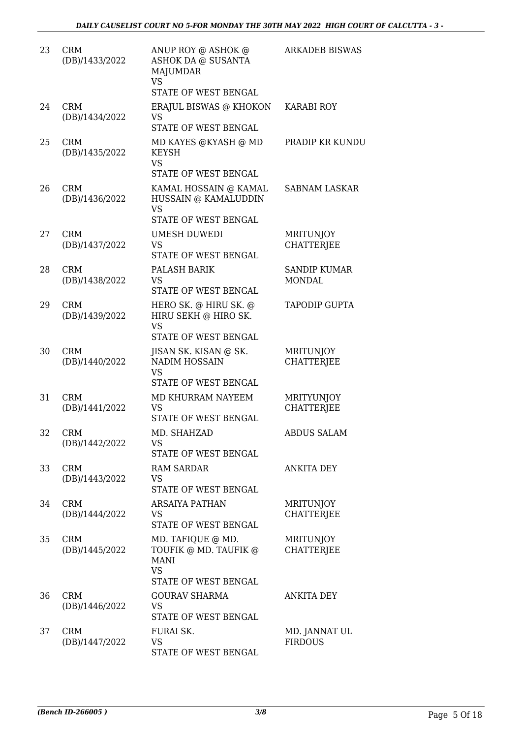| | | | |
|---|---|---|---|
| 23 | CRM (DB)/1433/2022 | ANUP ROY @ ASHOK @ ASHOK DA @ SUSANTA MAJUMDAR<br>VS<br>STATE OF WEST BENGAL | ARKADEB BISWAS |
| 24 | CRM (DB)/1434/2022 | ERAJUL BISWAS @ KHOKON<br>VS<br>STATE OF WEST BENGAL | KARABI ROY |
| 25 | CRM (DB)/1435/2022 | MD KAYES @KYASH @ MD KEYSH<br>VS<br>STATE OF WEST BENGAL | PRADIP KR KUNDU |
| 26 | CRM (DB)/1436/2022 | KAMAL HOSSAIN @ KAMAL HUSSAIN @ KAMALUDDIN<br>VS<br>STATE OF WEST BENGAL | SABNAM LASKAR |
| 27 | CRM (DB)/1437/2022 | UMESH DUWEDI<br>VS<br>STATE OF WEST BENGAL | MRITUNJOY CHATTERJEE |
| 28 | CRM (DB)/1438/2022 | PALASH BARIK<br>VS<br>STATE OF WEST BENGAL | SANDIP KUMAR MONDAL |
| 29 | CRM (DB)/1439/2022 | HERO SK. @ HIRU SK. @ HIRU SEKH @ HIRO SK.<br>VS<br>STATE OF WEST BENGAL | TAPODIP GUPTA |
| 30 | CRM (DB)/1440/2022 | JISAN SK. KISAN @ SK. NADIM HOSSAIN<br>VS<br>STATE OF WEST BENGAL | MRITUNJOY CHATTERJEE |
| 31 | CRM (DB)/1441/2022 | MD KHURRAM NAYEEM<br>VS<br>STATE OF WEST BENGAL | MRITYUNJOY CHATTERJEE |
| 32 | CRM (DB)/1442/2022 | MD. SHAHZAD<br>VS<br>STATE OF WEST BENGAL | ABDUS SALAM |
| 33 | CRM (DB)/1443/2022 | RAM SARDAR<br>VS<br>STATE OF WEST BENGAL | ANKITA DEY |
| 34 | CRM (DB)/1444/2022 | ARSAIYA PATHAN<br>VS<br>STATE OF WEST BENGAL | MRITUNJOY CHATTERJEE |
| 35 | CRM (DB)/1445/2022 | MD. TAFIQUE @ MD. TOUFIK @ MD. TAUFIK @ MANI<br>VS<br>STATE OF WEST BENGAL | MRITUNJOY CHATTERJEE |
| 36 | CRM (DB)/1446/2022 | GOURAV SHARMA<br>VS<br>STATE OF WEST BENGAL | ANKITA DEY |
| 37 | CRM (DB)/1447/2022 | FURAI SK.<br>VS<br>STATE OF WEST BENGAL | MD. JANNAT UL FIRDOUS |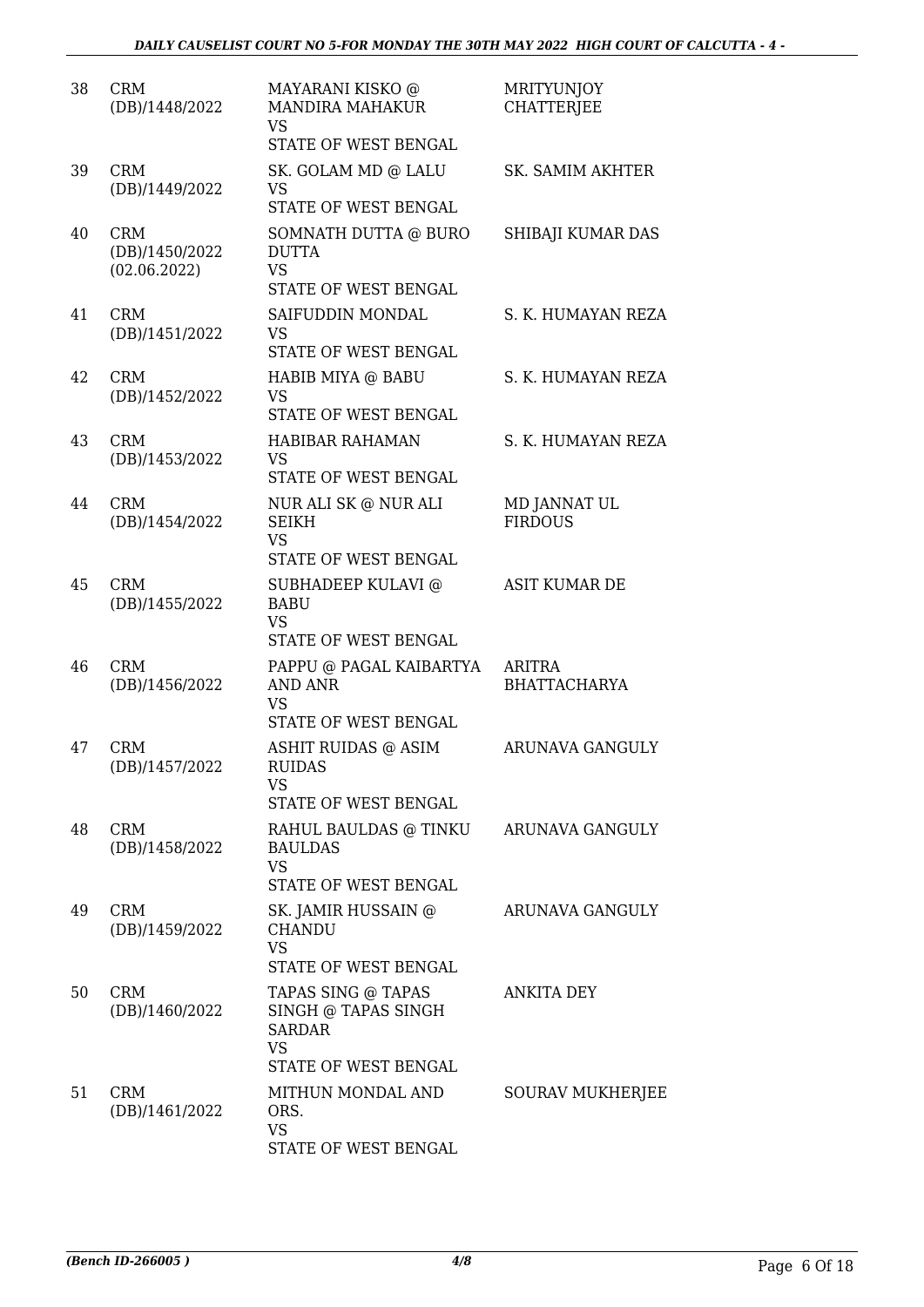| | | | |
|---|---|---|---|
| 38 | CRM (DB)/1448/2022 | MAYARANI KISKO @ MANDIRA MAHAKUR VS STATE OF WEST BENGAL | MRITYUNJOY CHATTERJEE |
| 39 | CRM (DB)/1449/2022 | SK. GOLAM MD @ LALU VS STATE OF WEST BENGAL | SK. SAMIM AKHTER |
| 40 | CRM (DB)/1450/2022 (02.06.2022) | SOMNATH DUTTA @ BURO DUTTA VS STATE OF WEST BENGAL | SHIBAJI KUMAR DAS |
| 41 | CRM (DB)/1451/2022 | SAIFUDDIN MONDAL VS STATE OF WEST BENGAL | S. K. HUMAYAN REZA |
| 42 | CRM (DB)/1452/2022 | HABIB MIYA @ BABU VS STATE OF WEST BENGAL | S. K. HUMAYAN REZA |
| 43 | CRM (DB)/1453/2022 | HABIBAR RAHAMAN VS STATE OF WEST BENGAL | S. K. HUMAYAN REZA |
| 44 | CRM (DB)/1454/2022 | NUR ALI SK @ NUR ALI SEIKH VS STATE OF WEST BENGAL | MD JANNAT UL FIRDOUS |
| 45 | CRM (DB)/1455/2022 | SUBHADEEP KULAVI @ BABU VS STATE OF WEST BENGAL | ASIT KUMAR DE |
| 46 | CRM (DB)/1456/2022 | PAPPU @ PAGAL KAIBARTYA AND ANR VS STATE OF WEST BENGAL | ARITRA BHATTACHARYA |
| 47 | CRM (DB)/1457/2022 | ASHIT RUIDAS @ ASIM RUIDAS VS STATE OF WEST BENGAL | ARUNAVA GANGULY |
| 48 | CRM (DB)/1458/2022 | RAHUL BAULDAS @ TINKU BAULDAS VS STATE OF WEST BENGAL | ARUNAVA GANGULY |
| 49 | CRM (DB)/1459/2022 | SK. JAMIR HUSSAIN @ CHANDU VS STATE OF WEST BENGAL | ARUNAVA GANGULY |
| 50 | CRM (DB)/1460/2022 | TAPAS SING @ TAPAS SINGH @ TAPAS SINGH SARDAR VS STATE OF WEST BENGAL | ANKITA DEY |
| 51 | CRM (DB)/1461/2022 | MITHUN MONDAL AND ORS. VS STATE OF WEST BENGAL | SOURAV MUKHERJEE |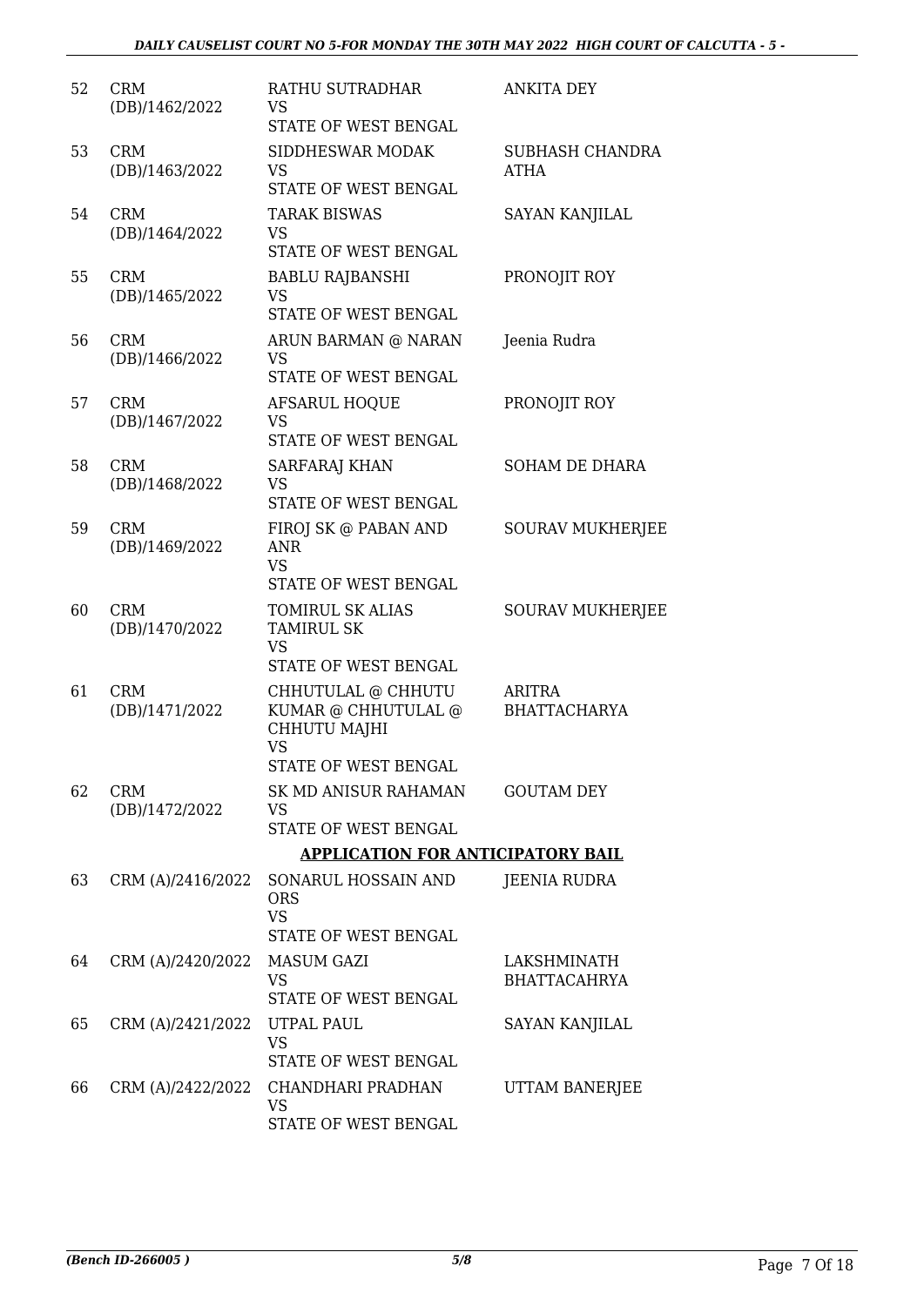| | | | |
|---|---|---|---|
| 52 | CRM (DB)/1462/2022 | RATHU SUTRADHAR<br>VS<br>STATE OF WEST BENGAL | ANKITA DEY |
| 53 | CRM (DB)/1463/2022 | SIDDHESWAR MODAK<br>VS<br>STATE OF WEST BENGAL | SUBHASH CHANDRA ATHA |
| 54 | CRM (DB)/1464/2022 | TARAK BISWAS<br>VS<br>STATE OF WEST BENGAL | SAYAN KANJILAL |
| 55 | CRM (DB)/1465/2022 | BABLU RAJBANSHI<br>VS<br>STATE OF WEST BENGAL | PRONOJIT ROY |
| 56 | CRM (DB)/1466/2022 | ARUN BARMAN @ NARAN<br>VS<br>STATE OF WEST BENGAL | Jeenia Rudra |
| 57 | CRM (DB)/1467/2022 | AFSARUL HOQUE<br>VS<br>STATE OF WEST BENGAL | PRONOJIT ROY |
| 58 | CRM (DB)/1468/2022 | SARFARAJ KHAN<br>VS<br>STATE OF WEST BENGAL | SOHAM DE DHARA |
| 59 | CRM (DB)/1469/2022 | FIROJ SK @ PABAN AND ANR<br>VS<br>STATE OF WEST BENGAL | SOURAV MUKHERJEE |
| 60 | CRM (DB)/1470/2022 | TOMIRUL SK ALIAS TAMIRUL SK<br>VS<br>STATE OF WEST BENGAL | SOURAV MUKHERJEE |
| 61 | CRM (DB)/1471/2022 | CHHUTULAL @ CHHUTU KUMAR @ CHHUTULAL @ CHHUTU MAJHI<br>VS<br>STATE OF WEST BENGAL | ARITRA BHATTACHARYA |
| 62 | CRM (DB)/1472/2022 | SK MD ANISUR RAHAMAN<br>VS<br>STATE OF WEST BENGAL | GOUTAM DEY |

**APPLICATION FOR ANTICIPATORY BAIL**

| | | | |
|---|---|---|---|
| 63 | CRM (A)/2416/2022 | SONARUL HOSSAIN AND ORS<br>VS<br>STATE OF WEST BENGAL | JEENIA RUDRA |
| 64 | CRM (A)/2420/2022 | MASUM GAZI<br>VS<br>STATE OF WEST BENGAL | LAKSHMINATH BHATTACAHRYA |
| 65 | CRM (A)/2421/2022 | UTPAL PAUL<br>VS<br>STATE OF WEST BENGAL | SAYAN KANJILAL |
| 66 | CRM (A)/2422/2022 | CHANDHARI PRADHAN<br>VS<br>STATE OF WEST BENGAL | UTTAM BANERJEE |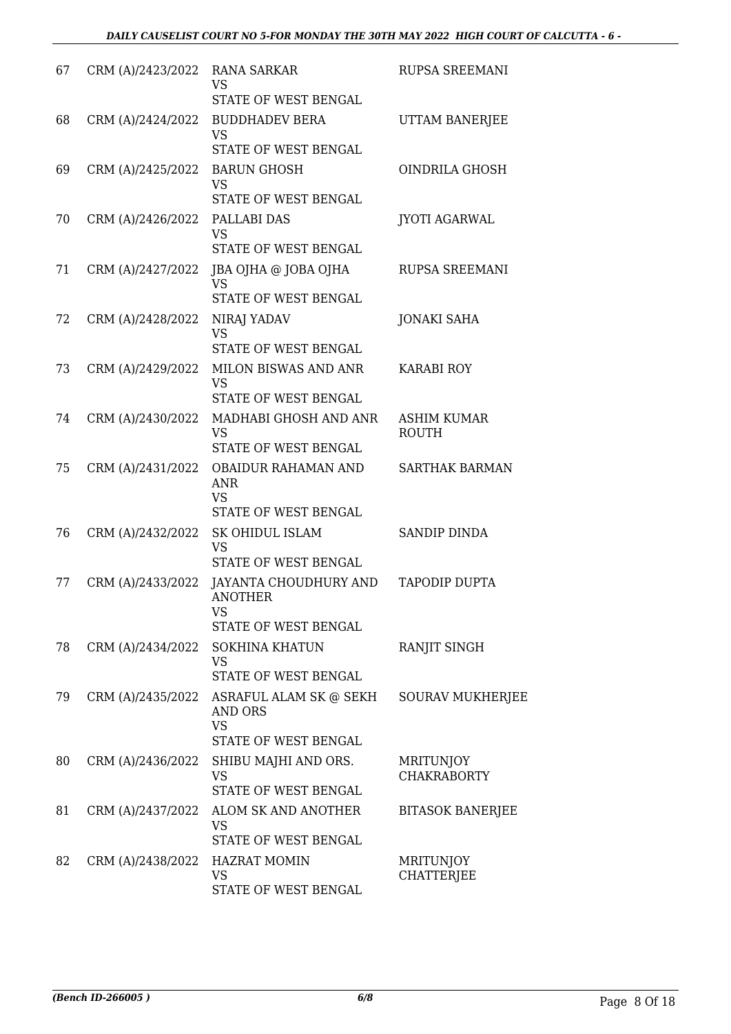| | | | |
|---|---|---|---|
| 67 | CRM (A)/2423/2022 | RANA SARKAR<br>VS<br>STATE OF WEST BENGAL | RUPSA SREEMANI |
| 68 | CRM (A)/2424/2022 | BUDDHADEV BERA<br>VS<br>STATE OF WEST BENGAL | UTTAM BANERJEE |
| 69 | CRM (A)/2425/2022 | BARUN GHOSH<br>VS<br>STATE OF WEST BENGAL | OINDRILA GHOSH |
| 70 | CRM (A)/2426/2022 | PALLABI DAS<br>VS<br>STATE OF WEST BENGAL | JYOTI AGARWAL |
| 71 | CRM (A)/2427/2022 | JBA OJHA @ JOBA OJHA<br>VS<br>STATE OF WEST BENGAL | RUPSA SREEMANI |
| 72 | CRM (A)/2428/2022 | NIRAJ YADAV<br>VS<br>STATE OF WEST BENGAL | JONAKI SAHA |
| 73 | CRM (A)/2429/2022 | MILON BISWAS AND ANR<br>VS<br>STATE OF WEST BENGAL | KARABI ROY |
| 74 | CRM (A)/2430/2022 | MADHABI GHOSH AND ANR<br>VS<br>STATE OF WEST BENGAL | ASHIM KUMAR ROUTH |
| 75 | CRM (A)/2431/2022 | OBAIDUR RAHAMAN AND ANR<br>VS<br>STATE OF WEST BENGAL | SARTHAK BARMAN |
| 76 | CRM (A)/2432/2022 | SK OHIDUL ISLAM<br>VS<br>STATE OF WEST BENGAL | SANDIP DINDA |
| 77 | CRM (A)/2433/2022 | JAYANTA CHOUDHURY AND ANOTHER<br>VS<br>STATE OF WEST BENGAL | TAPODIP DUPTA |
| 78 | CRM (A)/2434/2022 | SOKHINA KHATUN<br>VS<br>STATE OF WEST BENGAL | RANJIT SINGH |
| 79 | CRM (A)/2435/2022 | ASRAFUL ALAM SK @ SEKH AND ORS<br>VS<br>STATE OF WEST BENGAL | SOURAV MUKHERJEE |
| 80 | CRM (A)/2436/2022 | SHIBU MAJHI AND ORS.<br>VS<br>STATE OF WEST BENGAL | MRITUNJOY CHAKRABORTY |
| 81 | CRM (A)/2437/2022 | ALOM SK AND ANOTHER<br>VS<br>STATE OF WEST BENGAL | BITASOK BANERJEE |
| 82 | CRM (A)/2438/2022 | HAZRAT MOMIN<br>VS<br>STATE OF WEST BENGAL | MRITUNJOY CHATTERJEE |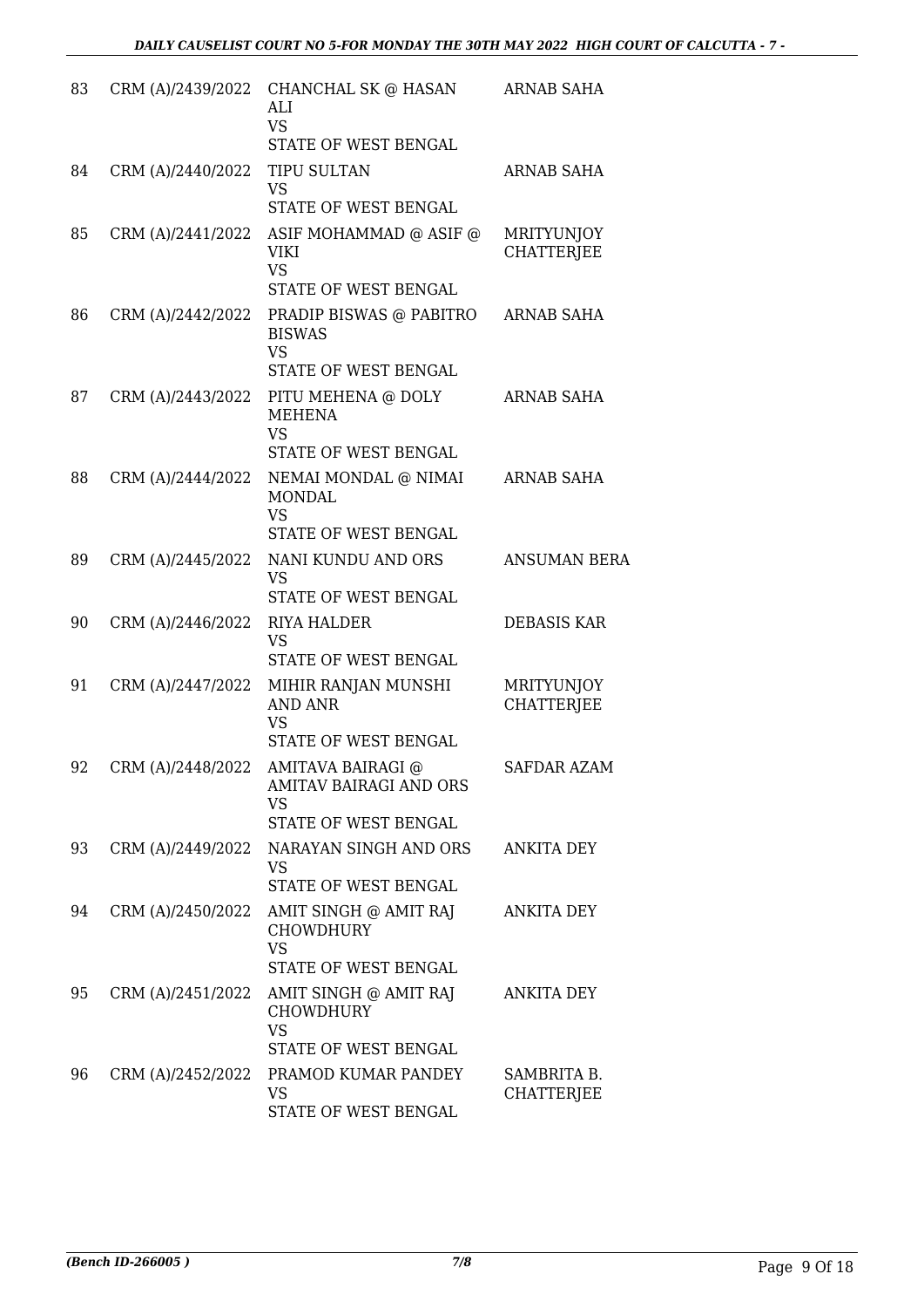| | | | |
|---|---|---|---|
| 83 | CRM (A)/2439/2022 | CHANCHAL SK @ HASAN ALI<br>VS<br>STATE OF WEST BENGAL | ARNAB SAHA |
| 84 | CRM (A)/2440/2022 | TIPU SULTAN<br>VS<br>STATE OF WEST BENGAL | ARNAB SAHA |
| 85 | CRM (A)/2441/2022 | ASIF MOHAMMAD @ ASIF @ VIKI<br>VS<br>STATE OF WEST BENGAL | MRITYUNJOY CHATTERJEE |
| 86 | CRM (A)/2442/2022 | PRADIP BISWAS @ PABITRO BISWAS<br>VS<br>STATE OF WEST BENGAL | ARNAB SAHA |
| 87 | CRM (A)/2443/2022 | PITU MEHENA @ DOLY MEHENA<br>VS<br>STATE OF WEST BENGAL | ARNAB SAHA |
| 88 | CRM (A)/2444/2022 | NEMAI MONDAL @ NIMAI MONDAL<br>VS<br>STATE OF WEST BENGAL | ARNAB SAHA |
| 89 | CRM (A)/2445/2022 | NANI KUNDU AND ORS<br>VS<br>STATE OF WEST BENGAL | ANSUMAN BERA |
| 90 | CRM (A)/2446/2022 | RIYA HALDER<br>VS<br>STATE OF WEST BENGAL | DEBASIS KAR |
| 91 | CRM (A)/2447/2022 | MIHIR RANJAN MUNSHI AND ANR<br>VS<br>STATE OF WEST BENGAL | MRITYUNJOY CHATTERJEE |
| 92 | CRM (A)/2448/2022 | AMITAVA BAIRAGI @ AMITAV BAIRAGI AND ORS<br>VS<br>STATE OF WEST BENGAL | SAFDAR AZAM |
| 93 | CRM (A)/2449/2022 | NARAYAN SINGH AND ORS<br>VS<br>STATE OF WEST BENGAL | ANKITA DEY |
| 94 | CRM (A)/2450/2022 | AMIT SINGH @ AMIT RAJ CHOWDHURY<br>VS<br>STATE OF WEST BENGAL | ANKITA DEY |
| 95 | CRM (A)/2451/2022 | AMIT SINGH @ AMIT RAJ CHOWDHURY<br>VS<br>STATE OF WEST BENGAL | ANKITA DEY |
| 96 | CRM (A)/2452/2022 | PRAMOD KUMAR PANDEY<br>VS<br>STATE OF WEST BENGAL | SAMBRITA B. CHATTERJEE |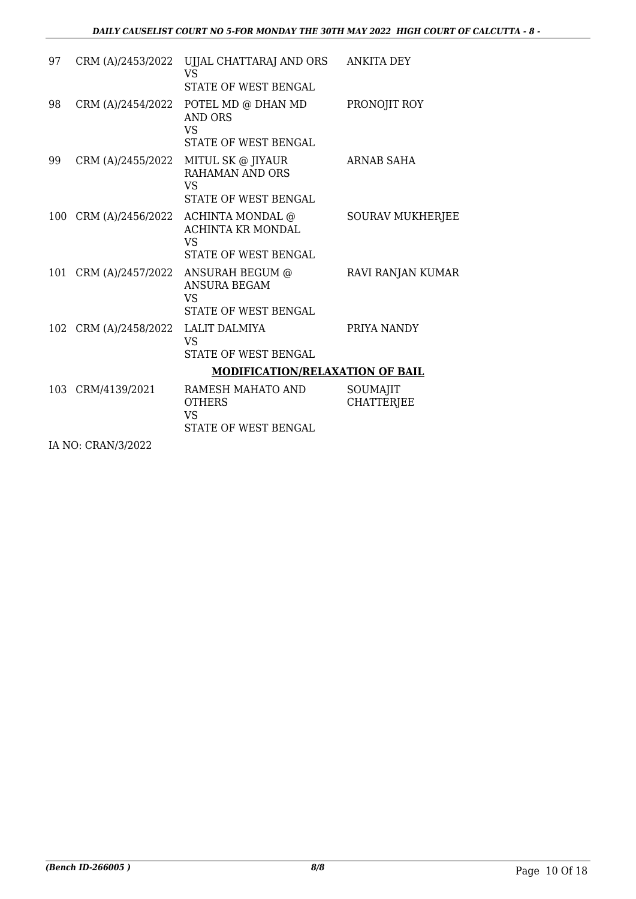| 97 | CRM (A)/2453/2022 | UJJAL CHATTARAJ AND ORS<br>VS<br>STATE OF WEST BENGAL | ANKITA DEY |
|---|---|---|---|
| 98 | CRM (A)/2454/2022 | POTEL MD @ DHAN MD AND ORS<br>VS<br>STATE OF WEST BENGAL | PRONOJIT ROY |
| 99 | CRM (A)/2455/2022 | MITUL SK @ JIYAUR RAHAMAN AND ORS<br>VS<br>STATE OF WEST BENGAL | ARNAB SAHA |
| 100 | CRM (A)/2456/2022 | ACHINTA MONDAL @ ACHINTA KR MONDAL<br>VS<br>STATE OF WEST BENGAL | SOURAV MUKHERJEE |
| 101 | CRM (A)/2457/2022 | ANSURAH BEGUM @ ANSURA BEGAM<br>VS<br>STATE OF WEST BENGAL | RAVI RANJAN KUMAR |
| 102 | CRM (A)/2458/2022 | LALIT DALMIYA<br>VS<br>STATE OF WEST BENGAL | PRIYA NANDY |

**MODIFICATION/RELAXATION OF BAIL**

| 103 | CRM/4139/2021 | RAMESH MAHATO AND OTHERS<br>VS<br>STATE OF WEST BENGAL | SOUMAJIT CHATTERJEE |
|---|---|---|---|

IA NO: CRAN/3/2022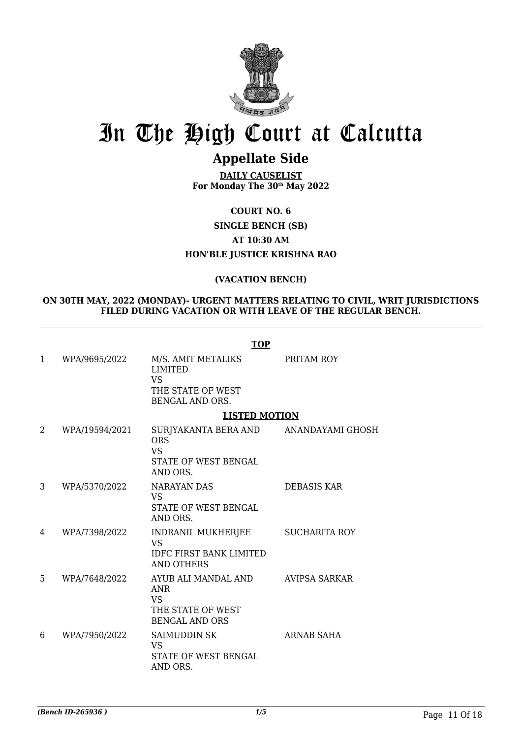# In The High Court at Calcutta

## Appellate Side

**DAILY CAUSELIST**
**For Monday The 30th May 2022**

**COURT NO. 6**

**SINGLE BENCH (SB)**

**AT 10:30 AM**

**HON'BLE JUSTICE KRISHNA RAO**

**(VACATION BENCH)**

**ON 30TH MAY, 2022 (MONDAY)- URGENT MATTERS RELATING TO CIVIL, WRIT JURISDICTIONS FILED DURING VACATION OR WITH LEAVE OF THE REGULAR BENCH.**

**TOP**

| | | | |
|---|---|---|---|
| 1 | WPA/9695/2022 | M/S. AMIT METALIKS LIMITED VS THE STATE OF WEST BENGAL AND ORS. | PRITAM ROY |

**LISTED MOTION**

| | | | |
|---|---|---|---|
| 2 | WPA/19594/2021 | SURJYAKANTA BERA AND ORS VS STATE OF WEST BENGAL AND ORS. | ANANDAYAMI GHOSH |
| 3 | WPA/5370/2022 | NARAYAN DAS VS STATE OF WEST BENGAL AND ORS. | DEBASIS KAR |
| 4 | WPA/7398/2022 | INDRANIL MUKHERJEE VS IDFC FIRST BANK LIMITED AND OTHERS | SUCHARITA ROY |
| 5 | WPA/7648/2022 | AYUB ALI MANDAL AND ANR VS THE STATE OF WEST BENGAL AND ORS | AVIPSA SARKAR |
| 6 | WPA/7950/2022 | SAIMUDDIN SK VS STATE OF WEST BENGAL AND ORS. | ARNAB SAHA |

*(Bench ID-265936 )*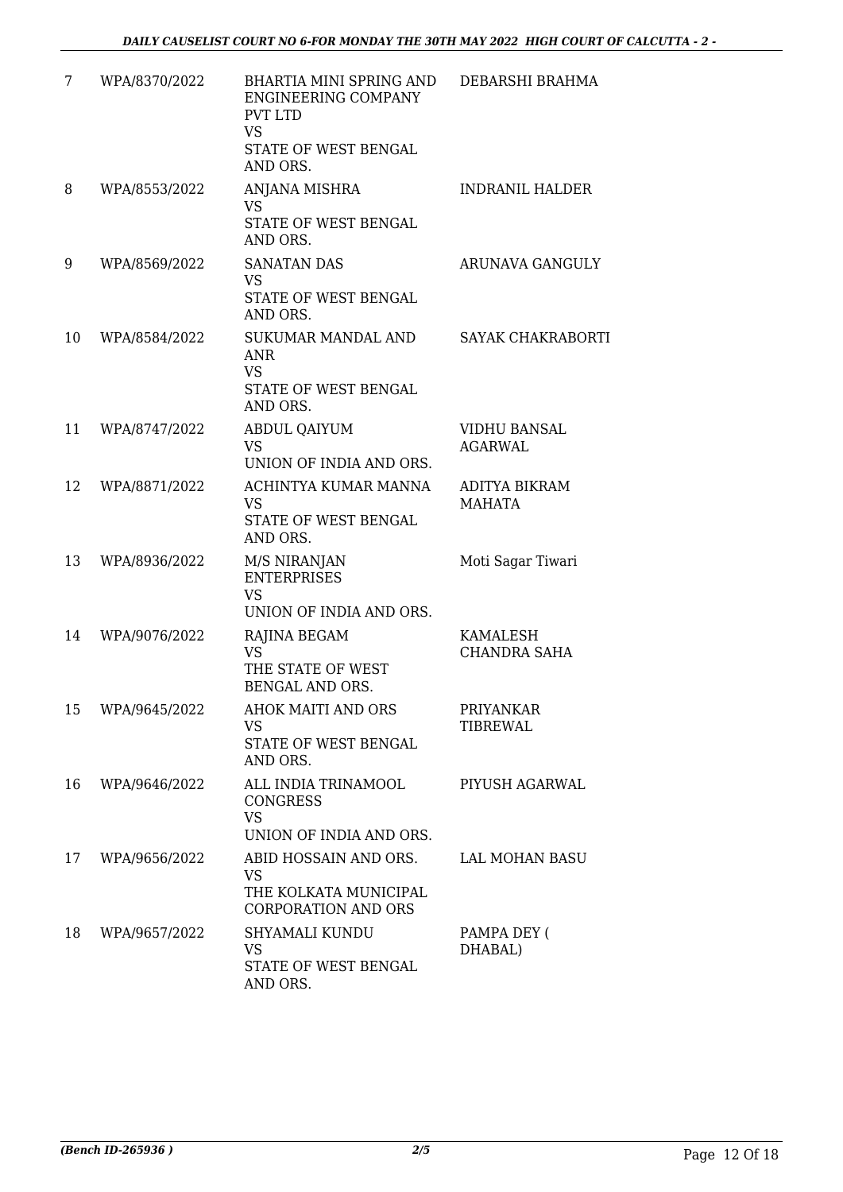| 7 | WPA/8370/2022 | BHARTIA MINI SPRING AND ENGINEERING COMPANY PVT LTD VS STATE OF WEST BENGAL AND ORS. | DEBARSHI BRAHMA |
|---|---|---|---|
| 8 | WPA/8553/2022 | ANJANA MISHRA VS STATE OF WEST BENGAL AND ORS. | INDRANIL HALDER |
| 9 | WPA/8569/2022 | SANATAN DAS VS STATE OF WEST BENGAL AND ORS. | ARUNAVA GANGULY |
| 10 | WPA/8584/2022 | SUKUMAR MANDAL AND ANR VS STATE OF WEST BENGAL AND ORS. | SAYAK CHAKRABORTI |
| 11 | WPA/8747/2022 | ABDUL QAIYUM VS UNION OF INDIA AND ORS. | VIDHU BANSAL AGARWAL |
| 12 | WPA/8871/2022 | ACHINTYA KUMAR MANNA VS STATE OF WEST BENGAL AND ORS. | ADITYA BIKRAM MAHATA |
| 13 | WPA/8936/2022 | M/S NIRANJAN ENTERPRISES VS UNION OF INDIA AND ORS. | Moti Sagar Tiwari |
| 14 | WPA/9076/2022 | RAJINA BEGAM VS THE STATE OF WEST BENGAL AND ORS. | KAMALESH CHANDRA SAHA |
| 15 | WPA/9645/2022 | AHOK MAITI AND ORS VS STATE OF WEST BENGAL AND ORS. | PRIYANKAR TIBREWAL |
| 16 | WPA/9646/2022 | ALL INDIA TRINAMOOL CONGRESS VS UNION OF INDIA AND ORS. | PIYUSH AGARWAL |
| 17 | WPA/9656/2022 | ABID HOSSAIN AND ORS. VS THE KOLKATA MUNICIPAL CORPORATION AND ORS | LAL MOHAN BASU |
| 18 | WPA/9657/2022 | SHYAMALI KUNDU VS STATE OF WEST BENGAL AND ORS. | PAMPA DEY ( DHABAL) |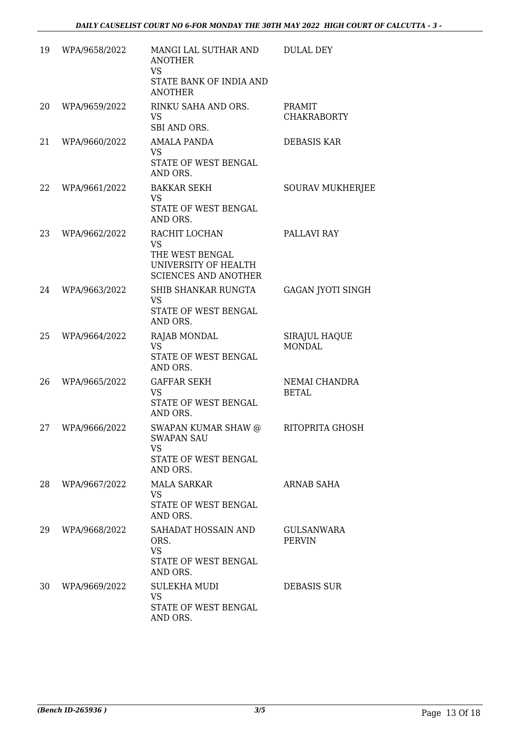| 19 | WPA/9658/2022 | MANGI LAL SUTHAR AND ANOTHER<br>VS<br>STATE BANK OF INDIA AND ANOTHER | DULAL DEY |
|---|---|---|---|
| 20 | WPA/9659/2022 | RINKU SAHA AND ORS.<br>VS<br>SBI AND ORS. | PRAMIT CHAKRABORTY |
| 21 | WPA/9660/2022 | AMALA PANDA<br>VS<br>STATE OF WEST BENGAL AND ORS. | DEBASIS KAR |
| 22 | WPA/9661/2022 | BAKKAR SEKH<br>VS<br>STATE OF WEST BENGAL AND ORS. | SOURAV MUKHERJEE |
| 23 | WPA/9662/2022 | RACHIT LOCHAN<br>VS<br>THE WEST BENGAL UNIVERSITY OF HEALTH SCIENCES AND ANOTHER | PALLAVI RAY |
| 24 | WPA/9663/2022 | SHIB SHANKAR RUNGTA<br>VS<br>STATE OF WEST BENGAL AND ORS. | GAGAN JYOTI SINGH |
| 25 | WPA/9664/2022 | RAJAB MONDAL<br>VS<br>STATE OF WEST BENGAL AND ORS. | SIRAJUL HAQUE MONDAL |
| 26 | WPA/9665/2022 | GAFFAR SEKH<br>VS<br>STATE OF WEST BENGAL AND ORS. | NEMAI CHANDRA BETAL |
| 27 | WPA/9666/2022 | SWAPAN KUMAR SHAW @ SWAPAN SAU<br>VS<br>STATE OF WEST BENGAL AND ORS. | RITOPRITA GHOSH |
| 28 | WPA/9667/2022 | MALA SARKAR<br>VS<br>STATE OF WEST BENGAL AND ORS. | ARNAB SAHA |
| 29 | WPA/9668/2022 | SAHADAT HOSSAIN AND ORS.<br>VS<br>STATE OF WEST BENGAL AND ORS. | GULSANWARA PERVIN |
| 30 | WPA/9669/2022 | SULEKHA MUDI<br>VS<br>STATE OF WEST BENGAL AND ORS. | DEBASIS SUR |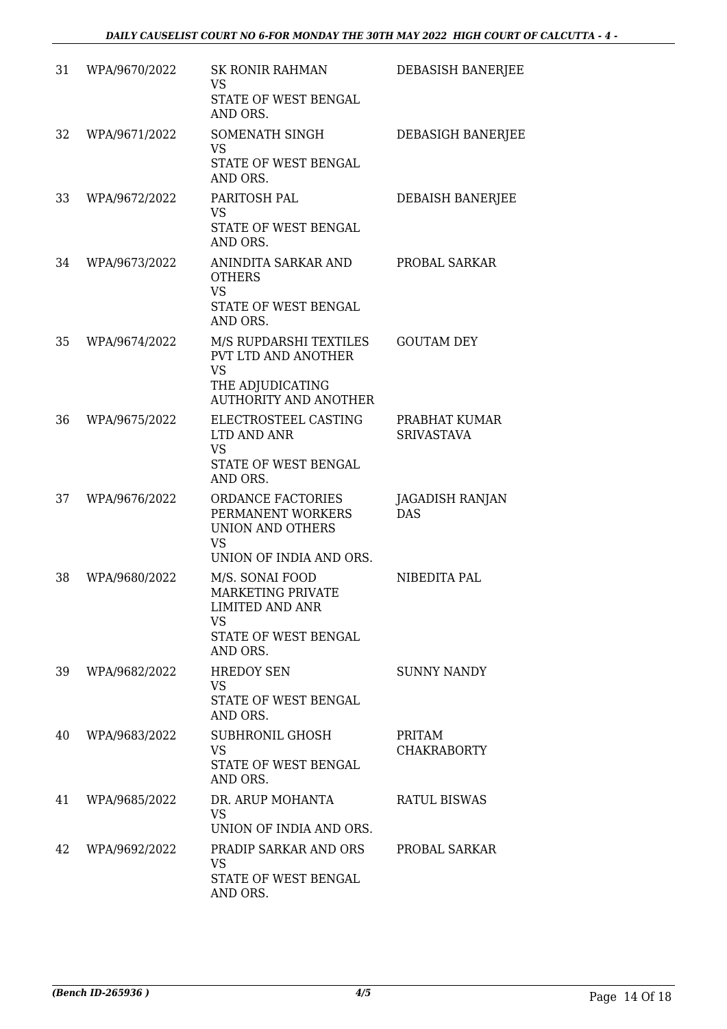| | | | |
|---|---|---|---|
| 31 | WPA/9670/2022 | SK RONIR RAHMAN<br>VS<br>STATE OF WEST BENGAL AND ORS. | DEBASISH BANERJEE |
| 32 | WPA/9671/2022 | SOMENATH SINGH<br>VS<br>STATE OF WEST BENGAL AND ORS. | DEBASIGH BANERJEE |
| 33 | WPA/9672/2022 | PARITOSH PAL<br>VS<br>STATE OF WEST BENGAL AND ORS. | DEBAISH BANERJEE |
| 34 | WPA/9673/2022 | ANINDITA SARKAR AND OTHERS<br>VS<br>STATE OF WEST BENGAL AND ORS. | PROBAL SARKAR |
| 35 | WPA/9674/2022 | M/S RUPDARSHI TEXTILES PVT LTD AND ANOTHER<br>VS<br>THE ADJUDICATING AUTHORITY AND ANOTHER | GOUTAM DEY |
| 36 | WPA/9675/2022 | ELECTROSTEEL CASTING LTD AND ANR<br>VS<br>STATE OF WEST BENGAL AND ORS. | PRABHAT KUMAR SRIVASTAVA |
| 37 | WPA/9676/2022 | ORDANCE FACTORIES PERMANENT WORKERS UNION AND OTHERS<br>VS<br>UNION OF INDIA AND ORS. | JAGADISH RANJAN DAS |
| 38 | WPA/9680/2022 | M/S. SONAI FOOD MARKETING PRIVATE LIMITED AND ANR<br>VS<br>STATE OF WEST BENGAL AND ORS. | NIBEDITA PAL |
| 39 | WPA/9682/2022 | HREDOY SEN<br>VS<br>STATE OF WEST BENGAL AND ORS. | SUNNY NANDY |
| 40 | WPA/9683/2022 | SUBHRONIL GHOSH<br>VS<br>STATE OF WEST BENGAL AND ORS. | PRITAM CHAKRABORTY |
| 41 | WPA/9685/2022 | DR. ARUP MOHANTA<br>VS<br>UNION OF INDIA AND ORS. | RATUL BISWAS |
| 42 | WPA/9692/2022 | PRADIP SARKAR AND ORS<br>VS<br>STATE OF WEST BENGAL AND ORS. | PROBAL SARKAR |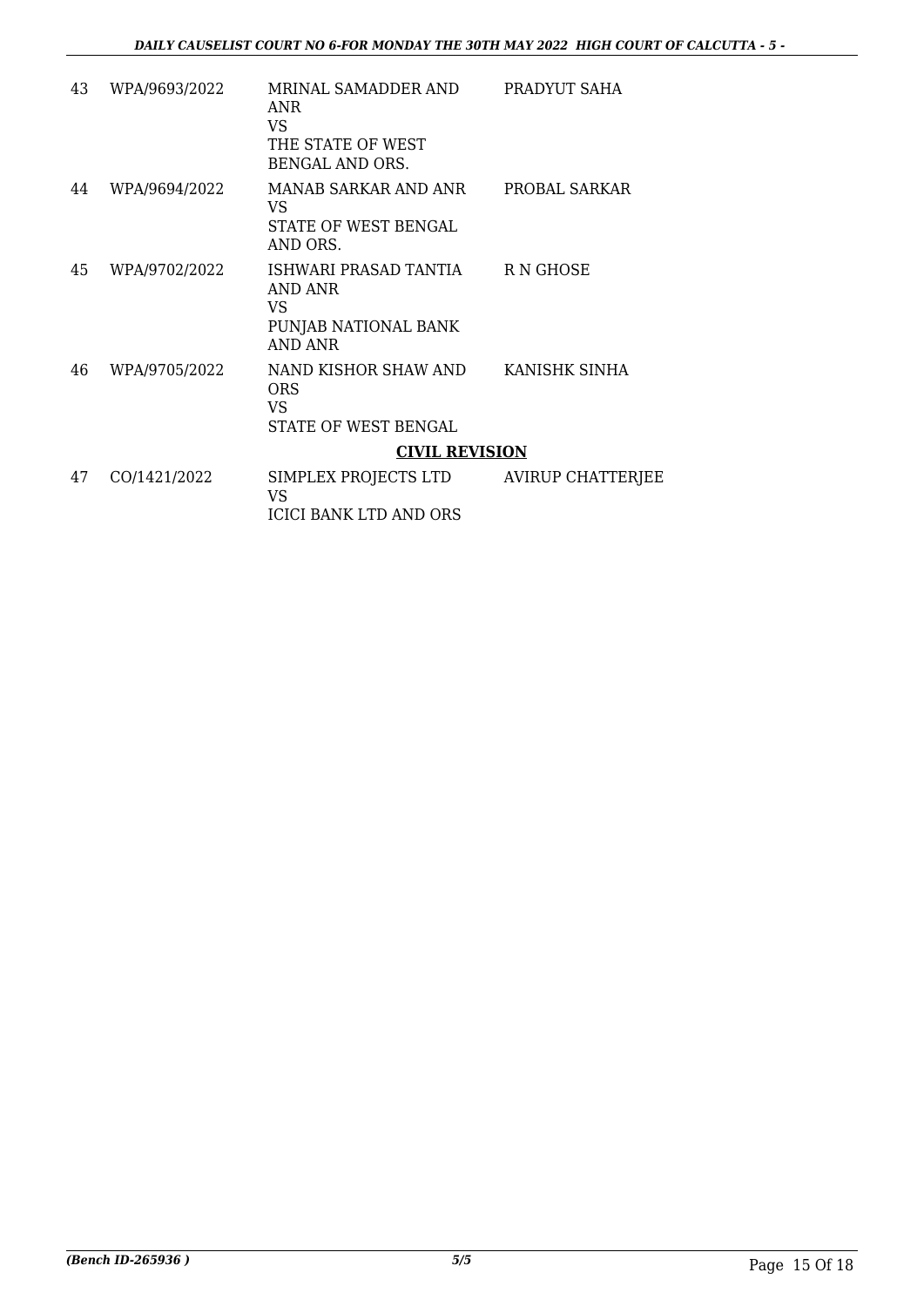| | | | |
|---|---|---|---|
| 43 | WPA/9693/2022 | MRINAL SAMADDER AND ANR<br>VS<br>THE STATE OF WEST BENGAL AND ORS. | PRADYUT SAHA |
| 44 | WPA/9694/2022 | MANAB SARKAR AND ANR<br>VS<br>STATE OF WEST BENGAL AND ORS. | PROBAL SARKAR |
| 45 | WPA/9702/2022 | ISHWARI PRASAD TANTIA AND ANR<br>VS<br>PUNJAB NATIONAL BANK AND ANR | R N GHOSE |
| 46 | WPA/9705/2022 | NAND KISHOR SHAW AND ORS<br>VS<br>STATE OF WEST BENGAL | KANISHK SINHA |

**CIVIL REVISION**

| | | | |
|---|---|---|---|
| 47 | CO/1421/2022 | SIMPLEX PROJECTS LTD<br>VS<br>ICICI BANK LTD AND ORS | AVIRUP CHATTERJEE |

*(Bench ID-265936 )*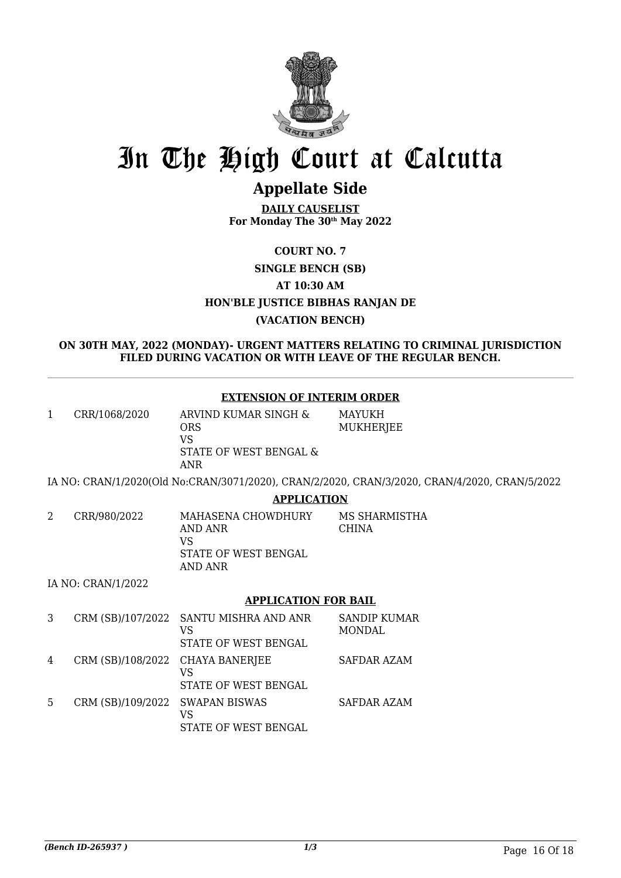# In The High Court at Calcutta

## Appellate Side

**DAILY CAUSELIST**
**For Monday The 30th May 2022**

**COURT NO. 7**

**SINGLE BENCH (SB)**

**AT 10:30 AM**

**HON'BLE JUSTICE BIBHAS RANJAN DE**

**(VACATION BENCH)**

**ON 30TH MAY, 2022 (MONDAY)- URGENT MATTERS RELATING TO CRIMINAL JURISDICTION FILED DURING VACATION OR WITH LEAVE OF THE REGULAR BENCH.**

**EXTENSION OF INTERIM ORDER**

| | | | |
|---|---|---|---|
| 1 | CRR/1068/2020 | ARVIND KUMAR SINGH & ORS VS STATE OF WEST BENGAL & ANR | MAYUKH MUKHERJEE |

IA NO: CRAN/1/2020(Old No:CRAN/3071/2020), CRAN/2/2020, CRAN/3/2020, CRAN/4/2020, CRAN/5/2022

**APPLICATION**

| | | | |
|---|---|---|---|
| 2 | CRR/980/2022 | MAHASENA CHOWDHURY AND ANR VS STATE OF WEST BENGAL AND ANR | MS SHARMISTHA CHINA |

IA NO: CRAN/1/2022

**APPLICATION FOR BAIL**

| | | | |
|---|---|---|---|
| 3 | CRM (SB)/107/2022 | SANTU MISHRA AND ANR VS STATE OF WEST BENGAL | SANDIP KUMAR MONDAL |
| 4 | CRM (SB)/108/2022 | CHAYA BANERJEE VS STATE OF WEST BENGAL | SAFDAR AZAM |
| 5 | CRM (SB)/109/2022 | SWAPAN BISWAS VS STATE OF WEST BENGAL | SAFDAR AZAM |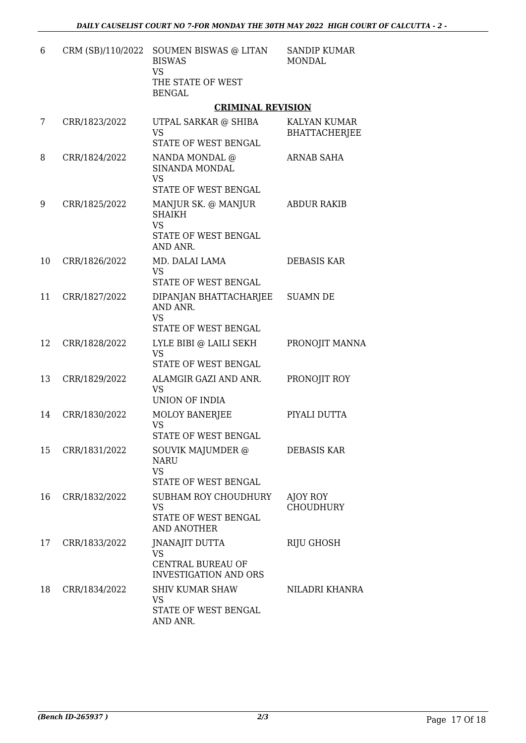| | | | |
|---|---|---|---|
| 6 | CRM (SB)/110/2022 | SOUMEN BISWAS @ LITAN BISWAS<br>VS<br>THE STATE OF WEST BENGAL | SANDIP KUMAR MONDAL |

## CRIMINAL REVISION

| | | | |
|---|---|---|---|
| 7 | CRR/1823/2022 | UTPAL SARKAR @ SHIBA<br>VS<br>STATE OF WEST BENGAL | KALYAN KUMAR BHATTACHERJEE |
| 8 | CRR/1824/2022 | NANDA MONDAL @ SINANDA MONDAL<br>VS<br>STATE OF WEST BENGAL | ARNAB SAHA |
| 9 | CRR/1825/2022 | MANJUR SK. @ MANJUR SHAIKH<br>VS<br>STATE OF WEST BENGAL AND ANR. | ABDUR RAKIB |
| 10 | CRR/1826/2022 | MD. DALAI LAMA<br>VS<br>STATE OF WEST BENGAL | DEBASIS KAR |
| 11 | CRR/1827/2022 | DIPANJAN BHATTACHARJEE AND ANR.<br>VS<br>STATE OF WEST BENGAL | SUAMN DE |
| 12 | CRR/1828/2022 | LYLE BIBI @ LAILI SEKH<br>VS<br>STATE OF WEST BENGAL | PRONOJIT MANNA |
| 13 | CRR/1829/2022 | ALAMGIR GAZI AND ANR.<br>VS<br>UNION OF INDIA | PRONOJIT ROY |
| 14 | CRR/1830/2022 | MOLOY BANERJEE<br>VS<br>STATE OF WEST BENGAL | PIYALI DUTTA |
| 15 | CRR/1831/2022 | SOUVIK MAJUMDER @ NARU<br>VS<br>STATE OF WEST BENGAL | DEBASIS KAR |
| 16 | CRR/1832/2022 | SUBHAM ROY CHOUDHURY<br>VS<br>STATE OF WEST BENGAL AND ANOTHER | AJOY ROY CHOUDHURY |
| 17 | CRR/1833/2022 | JNANAJIT DUTTA<br>VS<br>CENTRAL BUREAU OF INVESTIGATION AND ORS | RIJU GHOSH |
| 18 | CRR/1834/2022 | SHIV KUMAR SHAW<br>VS<br>STATE OF WEST BENGAL AND ANR. | NILADRI KHANRA |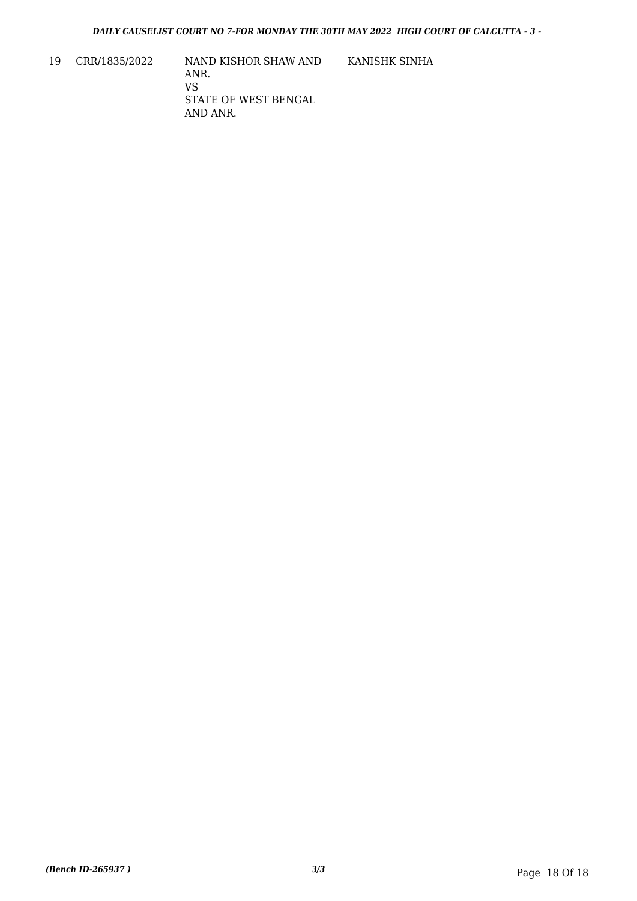| | | | |
|---|---|---|---|
| 19 | CRR/1835/2022 | NAND KISHOR SHAW AND ANR.<br>VS<br>STATE OF WEST BENGAL AND ANR. | KANISHK SINHA |